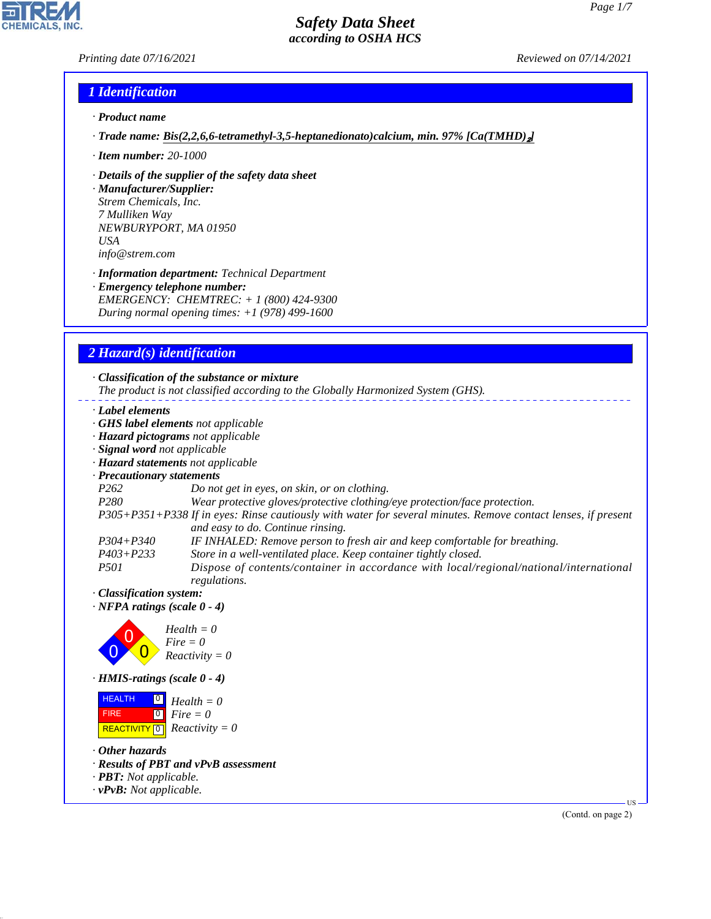# Safety Data Sheet
## according to OSHA HCS

Printing date 07/16/2021 Reviewed on 07/14/2021

## 1 Identification

· **Product name**

· **Trade name:** **Bis(2,2,6,6-tetramethyl-3,5-heptanedionato)calcium, min. 97% [Ca(TMHD)$_2$]**

· **Item number:** 20-1000

· **Details of the supplier of the safety data sheet**

· **Manufacturer/Supplier:**
Strem Chemicals, Inc.
7 Mulliken Way
NEWBURYPORT, MA 01950
USA
info@strem.com

· **Information department:** Technical Department

· **Emergency telephone number:**
EMERGENCY: CHEMTREC: + 1 (800) 424-9300
During normal opening times: +1 (978) 499-1600

## 2 Hazard(s) identification

· **Classification of the substance or mixture**
The product is not classified according to the Globally Harmonized System (GHS).

· **Label elements**
· **GHS label elements** not applicable
· **Hazard pictograms** not applicable
· **Signal word** not applicable
· **Hazard statements** not applicable
· **Precautionary statements**

| | |
|---|---|
| P262 | Do not get in eyes, on skin, or on clothing. |
| P280 | Wear protective gloves/protective clothing/eye protection/face protection. |
| P305+P351+P338 | If in eyes: Rinse cautiously with water for several minutes. Remove contact lenses, if present and easy to do. Continue rinsing. |
| P304+P340 | IF INHALED: Remove person to fresh air and keep comfortable for breathing. |
| P403+P233 | Store in a well-ventilated place. Keep container tightly closed. |
| P501 | Dispose of contents/container in accordance with local/regional/national/international regulations. |

· **Classification system:**
· **NFPA ratings (scale 0 - 4)**

Health = 0
Fire = 0
Reactivity = 0

· **HMIS-ratings (scale 0 - 4)**

| | | |
|---|---|---|
| HEALTH | 0 | Health = 0 |
| FIRE | 0 | Fire = 0 |
| REACTIVITY | 0 | Reactivity = 0 |

· **Other hazards**
· **Results of PBT and vPvB assessment**
· **PBT:** Not applicable.
· **vPvB:** Not applicable.

(Contd. on page 2)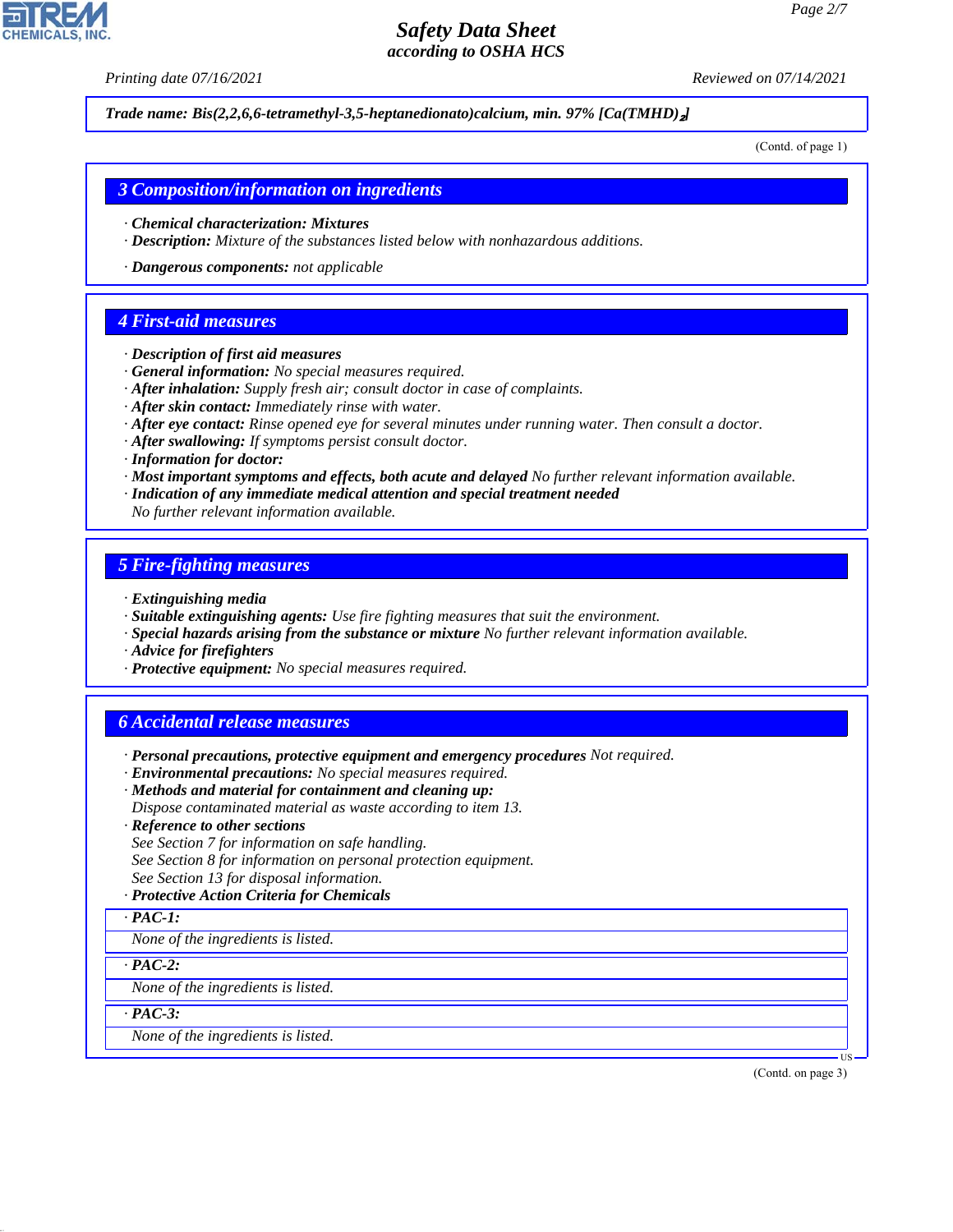Trade name: Bis(2,2,6,6-tetramethyl-3,5-heptanedionato)calcium, min. 97% [Ca(TMHD)$_2$]

(Contd. of page 1)

## 3 Composition/information on ingredients

· **Chemical characterization: Mixtures**
· **Description:** Mixture of the substances listed below with nonhazardous additions.

· **Dangerous components:** not applicable

## 4 First-aid measures

· **Description of first aid measures**
· **General information:** No special measures required.
· **After inhalation:** Supply fresh air; consult doctor in case of complaints.
· **After skin contact:** Immediately rinse with water.
· **After eye contact:** Rinse opened eye for several minutes under running water. Then consult a doctor.
· **After swallowing:** If symptoms persist consult doctor.
· **Information for doctor:**
· **Most important symptoms and effects, both acute and delayed** No further relevant information available.
· **Indication of any immediate medical attention and special treatment needed**
No further relevant information available.

## 5 Fire-fighting measures

· **Extinguishing media**
· **Suitable extinguishing agents:** Use fire fighting measures that suit the environment.
· **Special hazards arising from the substance or mixture** No further relevant information available.
· **Advice for firefighters**
· **Protective equipment:** No special measures required.

## 6 Accidental release measures

· **Personal precautions, protective equipment and emergency procedures** Not required.
· **Environmental precautions:** No special measures required.
· **Methods and material for containment and cleaning up:**
Dispose contaminated material as waste according to item 13.
· **Reference to other sections**
See Section 7 for information on safe handling.
See Section 8 for information on personal protection equipment.
See Section 13 for disposal information.
· **Protective Action Criteria for Chemicals**

· **PAC-1:**

None of the ingredients is listed.

· **PAC-2:**

None of the ingredients is listed.

· **PAC-3:**

None of the ingredients is listed.

(Contd. on page 3)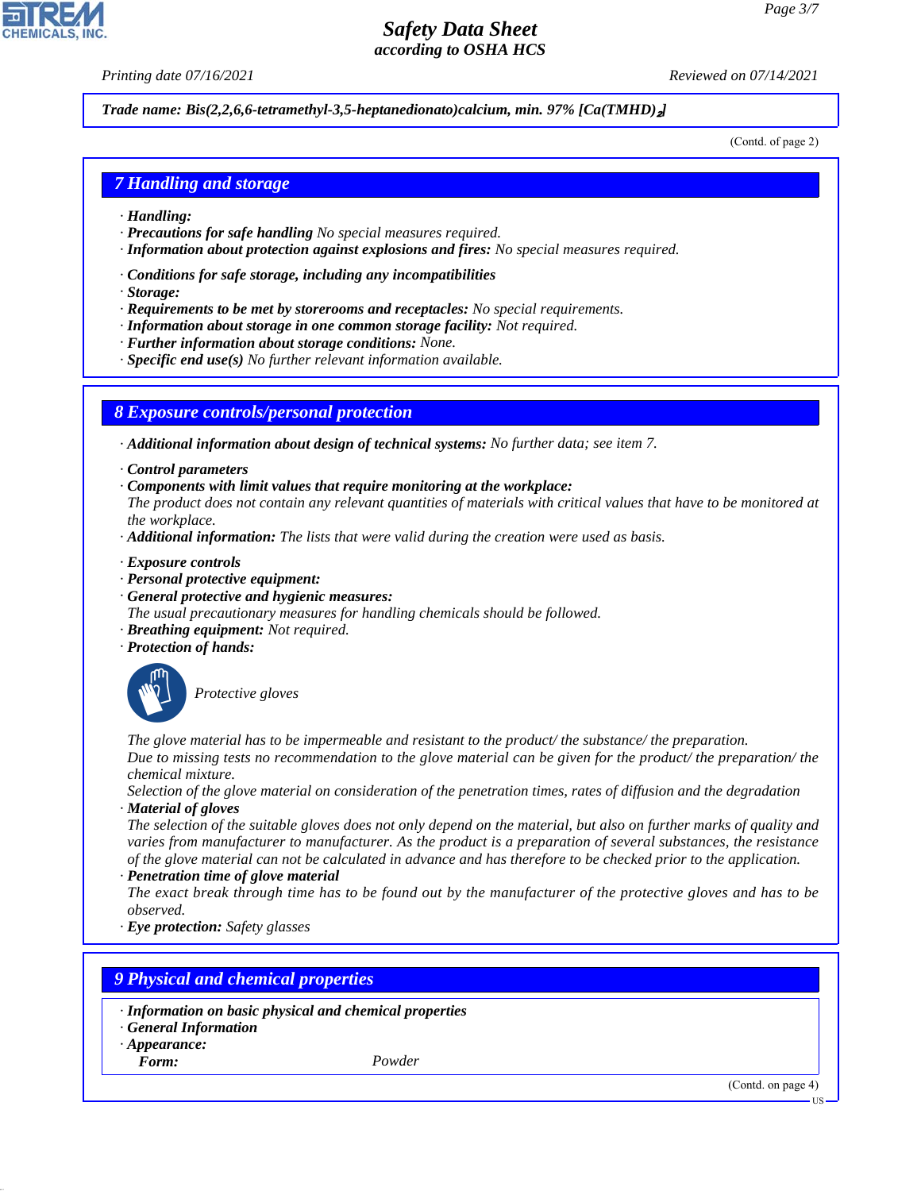Trade name: Bis(2,2,6,6-tetramethyl-3,5-heptanedionato)calcium, min. 97% [Ca(TMHD)$_2$]

(Contd. of page 2)

## 7 Handling and storage

- **Handling:**
- **Precautions for safe handling** No special measures required.
- **Information about protection against explosions and fires:** No special measures required.

- **Conditions for safe storage, including any incompatibilities**
- **Storage:**
- **Requirements to be met by storerooms and receptacles:** No special requirements.
- **Information about storage in one common storage facility:** Not required.
- **Further information about storage conditions:** None.
- **Specific end use(s)** No further relevant information available.

## 8 Exposure controls/personal protection

- **Additional information about design of technical systems:** No further data; see item 7.

- **Control parameters**
- **Components with limit values that require monitoring at the workplace:**
  The product does not contain any relevant quantities of materials with critical values that have to be monitored at the workplace.
- **Additional information:** The lists that were valid during the creation were used as basis.

- **Exposure controls**
- **Personal protective equipment:**
- **General protective and hygienic measures:**
  The usual precautionary measures for handling chemicals should be followed.
- **Breathing equipment:** Not required.
- **Protection of hands:**

  Protective gloves

  The glove material has to be impermeable and resistant to the product/ the substance/ the preparation.
  Due to missing tests no recommendation to the glove material can be given for the product/ the preparation/ the chemical mixture.
  Selection of the glove material on consideration of the penetration times, rates of diffusion and the degradation
- **Material of gloves**
  The selection of the suitable gloves does not only depend on the material, but also on further marks of quality and varies from manufacturer to manufacturer. As the product is a preparation of several substances, the resistance of the glove material can not be calculated in advance and has therefore to be checked prior to the application.
- **Penetration time of glove material**
  The exact break through time has to be found out by the manufacturer of the protective gloves and has to be observed.
- **Eye protection:** Safety glasses

## 9 Physical and chemical properties

- **Information on basic physical and chemical properties**
- **General Information**
- **Appearance:**
  - **Form:** Powder

(Contd. on page 4)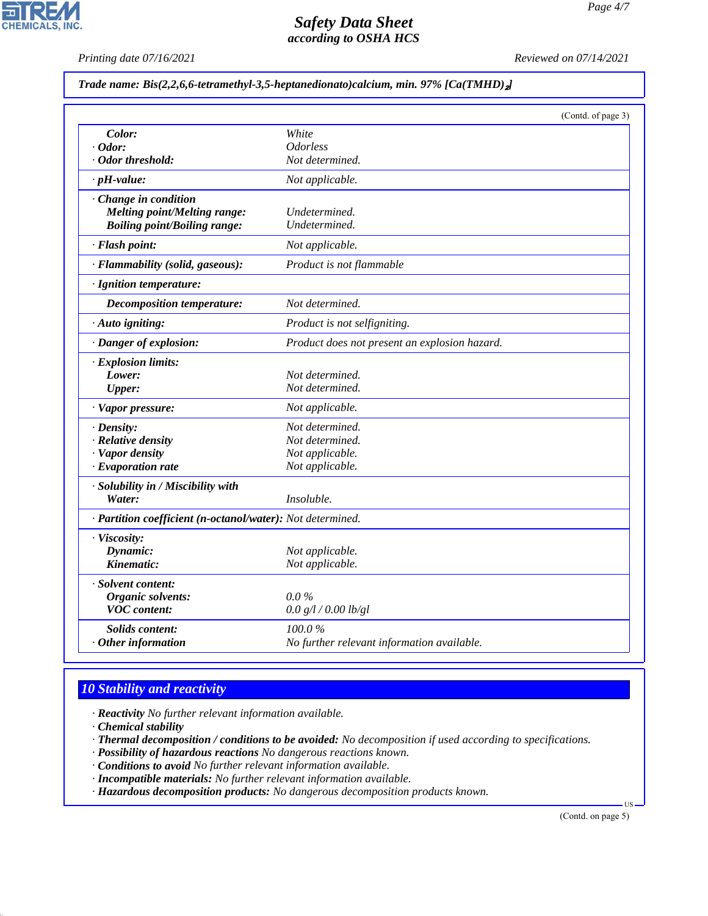**Trade name: Bis(2,2,6,6-tetramethyl-3,5-heptanedionato)calcium, min. 97% [Ca(TMHD)$_2$]**

(Contd. of page 3)

| | |
|---|---|
| **Color:** | White |
| · **Odor:** | Odorless |
| · **Odor threshold:** | Not determined. |
| · **pH-value:** | Not applicable. |
| · **Change in condition** | |
| **Melting point/Melting range:** | Undetermined. |
| **Boiling point/Boiling range:** | Undetermined. |
| · **Flash point:** | Not applicable. |
| · **Flammability (solid, gaseous):** | Product is not flammable |
| · **Ignition temperature:** | |
| **Decomposition temperature:** | Not determined. |
| · **Auto igniting:** | Product is not selfigniting. |
| · **Danger of explosion:** | Product does not present an explosion hazard. |
| · **Explosion limits:** | |
| **Lower:** | Not determined. |
| **Upper:** | Not determined. |
| · **Vapor pressure:** | Not applicable. |
| · **Density:** | Not determined. |
| · **Relative density** | Not determined. |
| · **Vapor density** | Not applicable. |
| · **Evaporation rate** | Not applicable. |
| · **Solubility in / Miscibility with** | |
| **Water:** | Insoluble. |
| · **Partition coefficient (n-octanol/water):** | Not determined. |
| · **Viscosity:** | |
| **Dynamic:** | Not applicable. |
| **Kinematic:** | Not applicable. |
| · **Solvent content:** | |
| **Organic solvents:** | 0.0 % |
| **VOC content:** | 0.0 g/l / 0.00 lb/gl |
| **Solids content:** | 100.0 % |
| · **Other information** | No further relevant information available. |

## 10 Stability and reactivity

· **Reactivity** No further relevant information available.
· **Chemical stability**
· **Thermal decomposition / conditions to be avoided:** No decomposition if used according to specifications.
· **Possibility of hazardous reactions** No dangerous reactions known.
· **Conditions to avoid** No further relevant information available.
· **Incompatible materials:** No further relevant information available.
· **Hazardous decomposition products:** No dangerous decomposition products known.

(Contd. on page 5)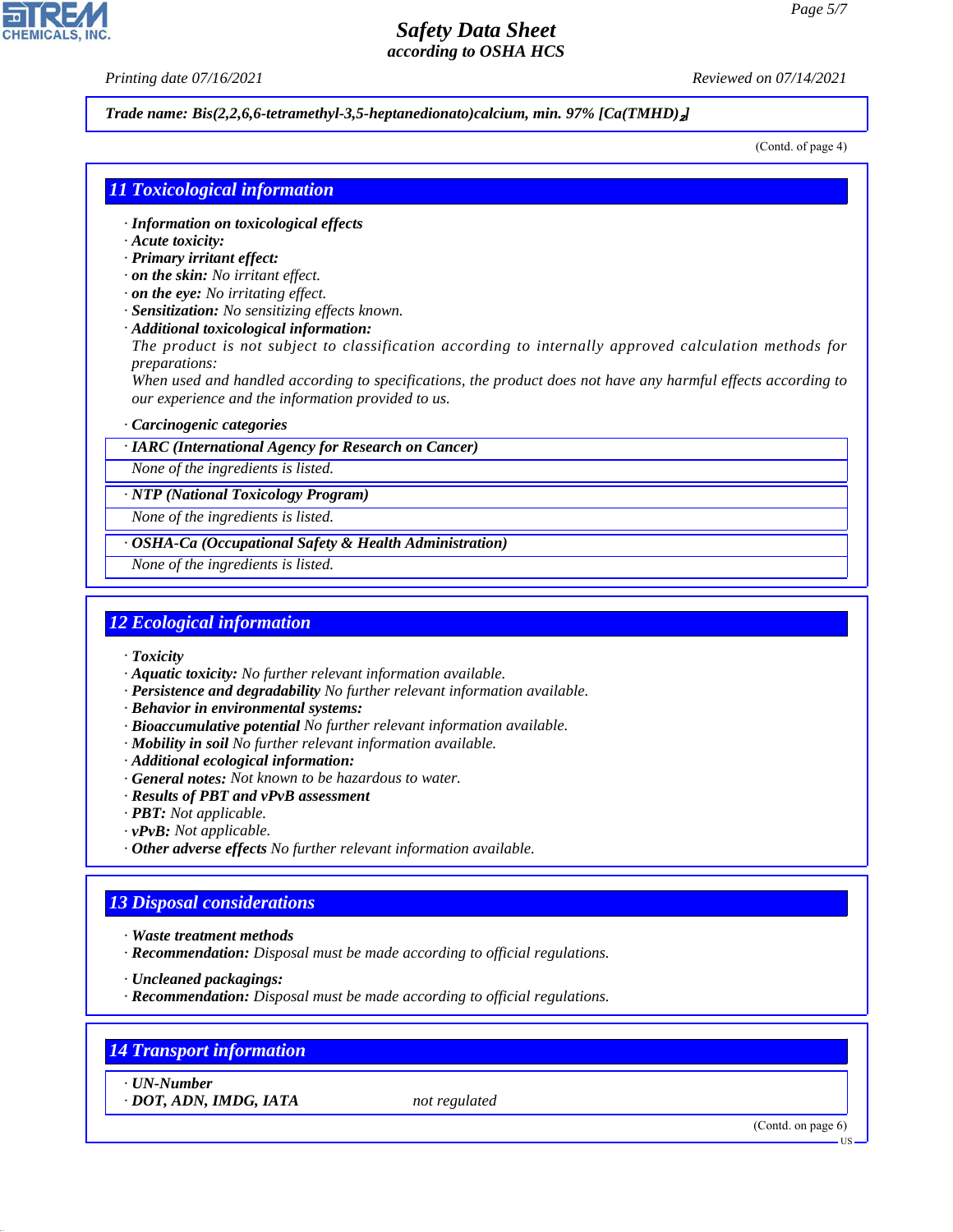**Trade name: Bis(2,2,6,6-tetramethyl-3,5-heptanedionato)calcium, min. 97% [Ca(TMHD)$_2$]**

(Contd. of page 4)

## 11 Toxicological information

- **Information on toxicological effects**
- **Acute toxicity:**
- **Primary irritant effect:**
- **on the skin:** No irritant effect.
- **on the eye:** No irritating effect.
- **Sensitization:** No sensitizing effects known.
- **Additional toxicological information:**
  The product is not subject to classification according to internally approved calculation methods for preparations:
  When used and handled according to specifications, the product does not have any harmful effects according to our experience and the information provided to us.

- **Carcinogenic categories**

| · IARC (International Agency for Research on Cancer) |
|---|
| None of the ingredients is listed. |

| · NTP (National Toxicology Program) |
|---|
| None of the ingredients is listed. |

| · OSHA-Ca (Occupational Safety & Health Administration) |
|---|
| None of the ingredients is listed. |

## 12 Ecological information

- **Toxicity**
- **Aquatic toxicity:** No further relevant information available.
- **Persistence and degradability** No further relevant information available.
- **Behavior in environmental systems:**
- **Bioaccumulative potential** No further relevant information available.
- **Mobility in soil** No further relevant information available.
- **Additional ecological information:**
- **General notes:** Not known to be hazardous to water.
- **Results of PBT and vPvB assessment**
- **PBT:** Not applicable.
- **vPvB:** Not applicable.
- **Other adverse effects** No further relevant information available.

## 13 Disposal considerations

- **Waste treatment methods**
- **Recommendation:** Disposal must be made according to official regulations.

- **Uncleaned packagings:**
- **Recommendation:** Disposal must be made according to official regulations.

## 14 Transport information

| · UN-Number | |
|---|---|
| · DOT, ADN, IMDG, IATA | not regulated |

(Contd. on page 6)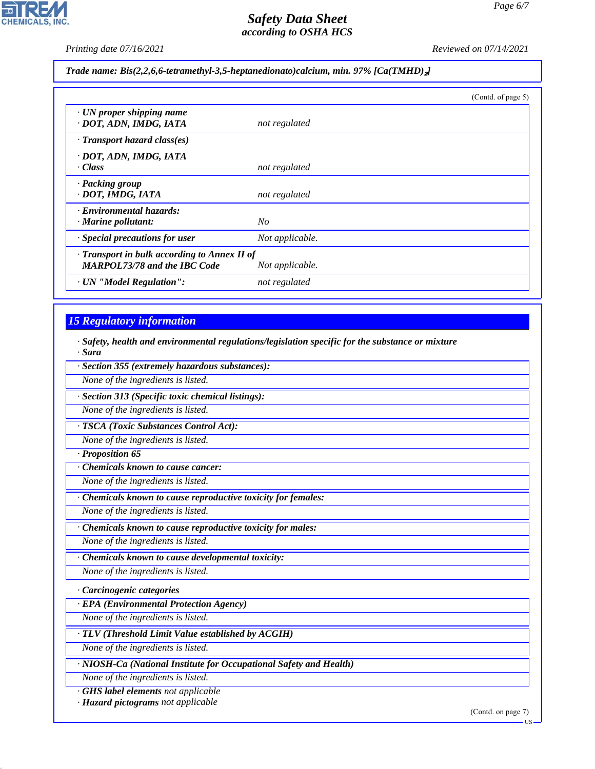**Trade name: Bis(2,2,6,6-tetramethyl-3,5-heptanedionato)calcium, min. 97% [Ca(TMHD)$_2$]**

(Contd. of page 5)

| | |
|---|---|
| · **UN proper shipping name**<br>· **DOT, ADN, IMDG, IATA** | not regulated |
| · **Transport hazard class(es)**<br>· **DOT, ADN, IMDG, IATA**<br>· **Class** | not regulated |
| · **Packing group**<br>· **DOT, IMDG, IATA** | not regulated |
| · **Environmental hazards:**<br>· **Marine pollutant:** | No |
| · **Special precautions for user** | Not applicable. |
| · **Transport in bulk according to Annex II of MARPOL73/78 and the IBC Code** | Not applicable. |
| · **UN "Model Regulation":** | not regulated |

## 15 Regulatory information

· **Safety, health and environmental regulations/legislation specific for the substance or mixture**
· **Sara**

· **Section 355 (extremely hazardous substances):**
None of the ingredients is listed.

· **Section 313 (Specific toxic chemical listings):**
None of the ingredients is listed.

· **TSCA (Toxic Substances Control Act):**
None of the ingredients is listed.

· **Proposition 65**

· **Chemicals known to cause cancer:**
None of the ingredients is listed.

· **Chemicals known to cause reproductive toxicity for females:**
None of the ingredients is listed.

· **Chemicals known to cause reproductive toxicity for males:**
None of the ingredients is listed.

· **Chemicals known to cause developmental toxicity:**
None of the ingredients is listed.

· **Carcinogenic categories**

· **EPA (Environmental Protection Agency)**
None of the ingredients is listed.

· **TLV (Threshold Limit Value established by ACGIH)**
None of the ingredients is listed.

· **NIOSH-Ca (National Institute for Occupational Safety and Health)**
None of the ingredients is listed.

· **GHS label elements** not applicable
· **Hazard pictograms** not applicable

(Contd. on page 7)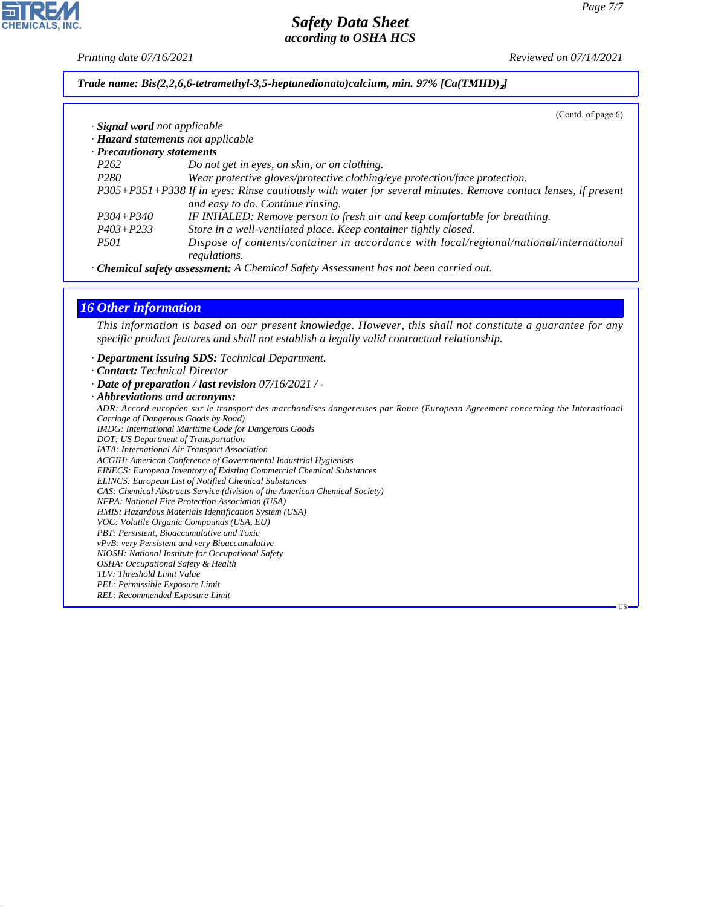**Trade name: Bis(2,2,6,6-tetramethyl-3,5-heptanedionato)calcium, min. 97% [Ca(TMHD)$_2$]**

(Contd. of page 6)

· **Signal word** not applicable
· **Hazard statements** not applicable
· **Precautionary statements**

| | |
|---|---|
| P262 | Do not get in eyes, on skin, or on clothing. |
| P280 | Wear protective gloves/protective clothing/eye protection/face protection. |
| P305+P351+P338 | If in eyes: Rinse cautiously with water for several minutes. Remove contact lenses, if present and easy to do. Continue rinsing. |
| P304+P340 | IF INHALED: Remove person to fresh air and keep comfortable for breathing. |
| P403+P233 | Store in a well-ventilated place. Keep container tightly closed. |
| P501 | Dispose of contents/container in accordance with local/regional/national/international regulations. |

· **Chemical safety assessment:** A Chemical Safety Assessment has not been carried out.

## 16 Other information

This information is based on our present knowledge. However, this shall not constitute a guarantee for any specific product features and shall not establish a legally valid contractual relationship.

· **Department issuing SDS:** Technical Department.
· **Contact:** Technical Director
· **Date of preparation / last revision** 07/16/2021 / -
· **Abbreviations and acronyms:**

ADR: Accord européen sur le transport des marchandises dangereuses par Route (European Agreement concerning the International Carriage of Dangerous Goods by Road)
IMDG: International Maritime Code for Dangerous Goods
DOT: US Department of Transportation
IATA: International Air Transport Association
ACGIH: American Conference of Governmental Industrial Hygienists
EINECS: European Inventory of Existing Commercial Chemical Substances
ELINCS: European List of Notified Chemical Substances
CAS: Chemical Abstracts Service (division of the American Chemical Society)
NFPA: National Fire Protection Association (USA)
HMIS: Hazardous Materials Identification System (USA)
VOC: Volatile Organic Compounds (USA, EU)
PBT: Persistent, Bioaccumulative and Toxic
vPvB: very Persistent and very Bioaccumulative
NIOSH: National Institute for Occupational Safety
OSHA: Occupational Safety & Health
TLV: Threshold Limit Value
PEL: Permissible Exposure Limit
REL: Recommended Exposure Limit